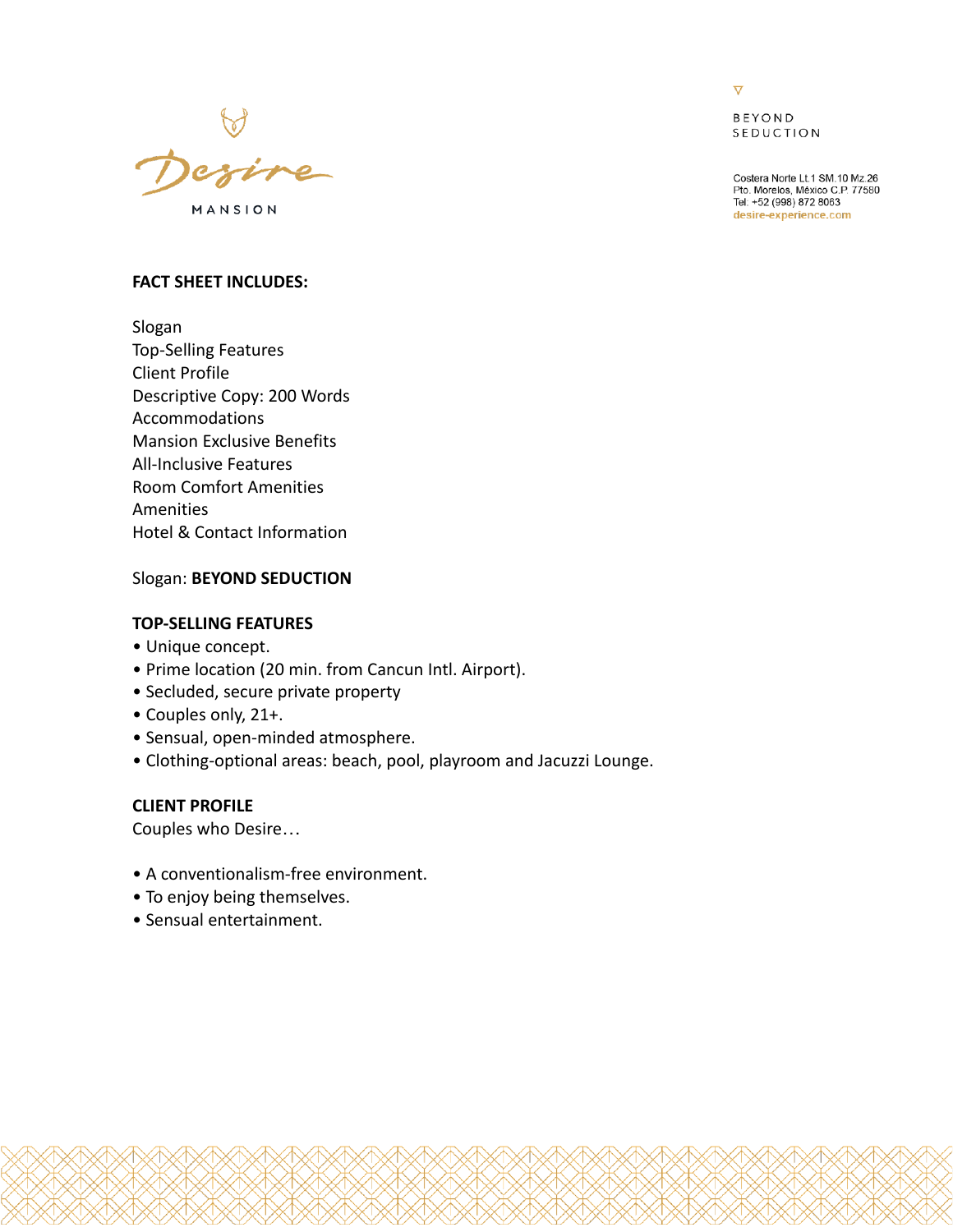Desire

MANSION

BEYOND
SEDUCTION

Costera Norte Lt.1 SM.10 Mz.26
Pto. Morelos, México C.P. 77580
Tel: +52 (998) 872 8063
desire-experience.com

**FACT SHEET INCLUDES:**

Slogan
Top-Selling Features
Client Profile
Descriptive Copy: 200 Words
Accommodations
Mansion Exclusive Benefits
All-Inclusive Features
Room Comfort Amenities
Amenities
Hotel & Contact Information

Slogan: **BEYOND SEDUCTION**

**TOP-SELLING FEATURES**

- Unique concept.
- Prime location (20 min. from Cancun Intl. Airport).
- Secluded, secure private property
- Couples only, 21+.
- Sensual, open-minded atmosphere.
- Clothing-optional areas: beach, pool, playroom and Jacuzzi Lounge.

**CLIENT PROFILE**

Couples who Desire…

- A conventionalism-free environment.
- To enjoy being themselves.
- Sensual entertainment.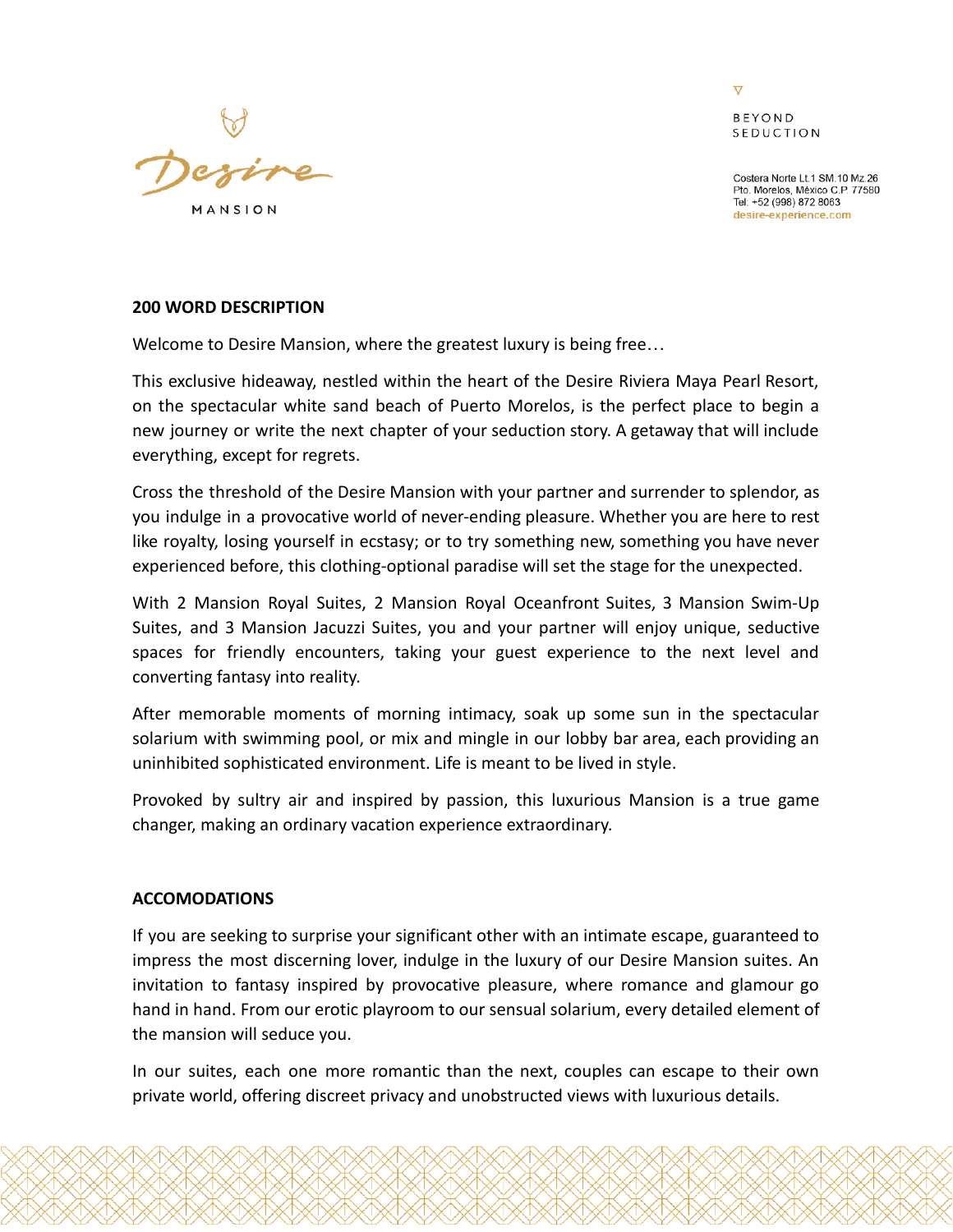**200 WORD DESCRIPTION**

Welcome to Desire Mansion, where the greatest luxury is being free…

This exclusive hideaway, nestled within the heart of the Desire Riviera Maya Pearl Resort, on the spectacular white sand beach of Puerto Morelos, is the perfect place to begin a new journey or write the next chapter of your seduction story. A getaway that will include everything, except for regrets.

Cross the threshold of the Desire Mansion with your partner and surrender to splendor, as you indulge in a provocative world of never-ending pleasure. Whether you are here to rest like royalty, losing yourself in ecstasy; or to try something new, something you have never experienced before, this clothing-optional paradise will set the stage for the unexpected.

With 2 Mansion Royal Suites, 2 Mansion Royal Oceanfront Suites, 3 Mansion Swim-Up Suites, and 3 Mansion Jacuzzi Suites, you and your partner will enjoy unique, seductive spaces for friendly encounters, taking your guest experience to the next level and converting fantasy into reality.

After memorable moments of morning intimacy, soak up some sun in the spectacular solarium with swimming pool, or mix and mingle in our lobby bar area, each providing an uninhibited sophisticated environment. Life is meant to be lived in style.

Provoked by sultry air and inspired by passion, this luxurious Mansion is a true game changer, making an ordinary vacation experience extraordinary.

**ACCOMODATIONS**

If you are seeking to surprise your significant other with an intimate escape, guaranteed to impress the most discerning lover, indulge in the luxury of our Desire Mansion suites. An invitation to fantasy inspired by provocative pleasure, where romance and glamour go hand in hand. From our erotic playroom to our sensual solarium, every detailed element of the mansion will seduce you.

In our suites, each one more romantic than the next, couples can escape to their own private world, offering discreet privacy and unobstructed views with luxurious details.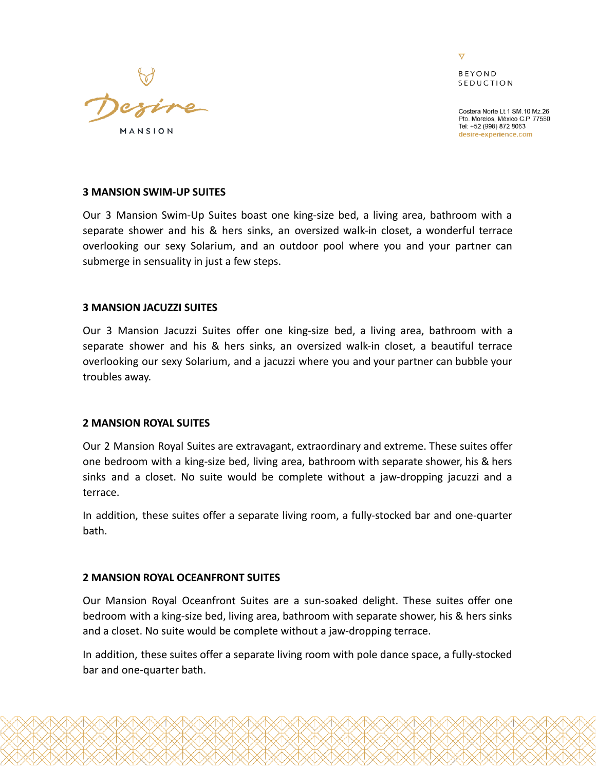### 3 MANSION SWIM-UP SUITES

Our 3 Mansion Swim-Up Suites boast one king-size bed, a living area, bathroom with a separate shower and his & hers sinks, an oversized walk-in closet, a wonderful terrace overlooking our sexy Solarium, and an outdoor pool where you and your partner can submerge in sensuality in just a few steps.

### 3 MANSION JACUZZI SUITES

Our 3 Mansion Jacuzzi Suites offer one king-size bed, a living area, bathroom with a separate shower and his & hers sinks, an oversized walk-in closet, a beautiful terrace overlooking our sexy Solarium, and a jacuzzi where you and your partner can bubble your troubles away.

### 2 MANSION ROYAL SUITES

Our 2 Mansion Royal Suites are extravagant, extraordinary and extreme. These suites offer one bedroom with a king-size bed, living area, bathroom with separate shower, his & hers sinks and a closet. No suite would be complete without a jaw-dropping jacuzzi and a terrace.

In addition, these suites offer a separate living room, a fully-stocked bar and one-quarter bath.

### 2 MANSION ROYAL OCEANFRONT SUITES

Our Mansion Royal Oceanfront Suites are a sun-soaked delight. These suites offer one bedroom with a king-size bed, living area, bathroom with separate shower, his & hers sinks and a closet. No suite would be complete without a jaw-dropping terrace.

In addition, these suites offer a separate living room with pole dance space, a fully-stocked bar and one-quarter bath.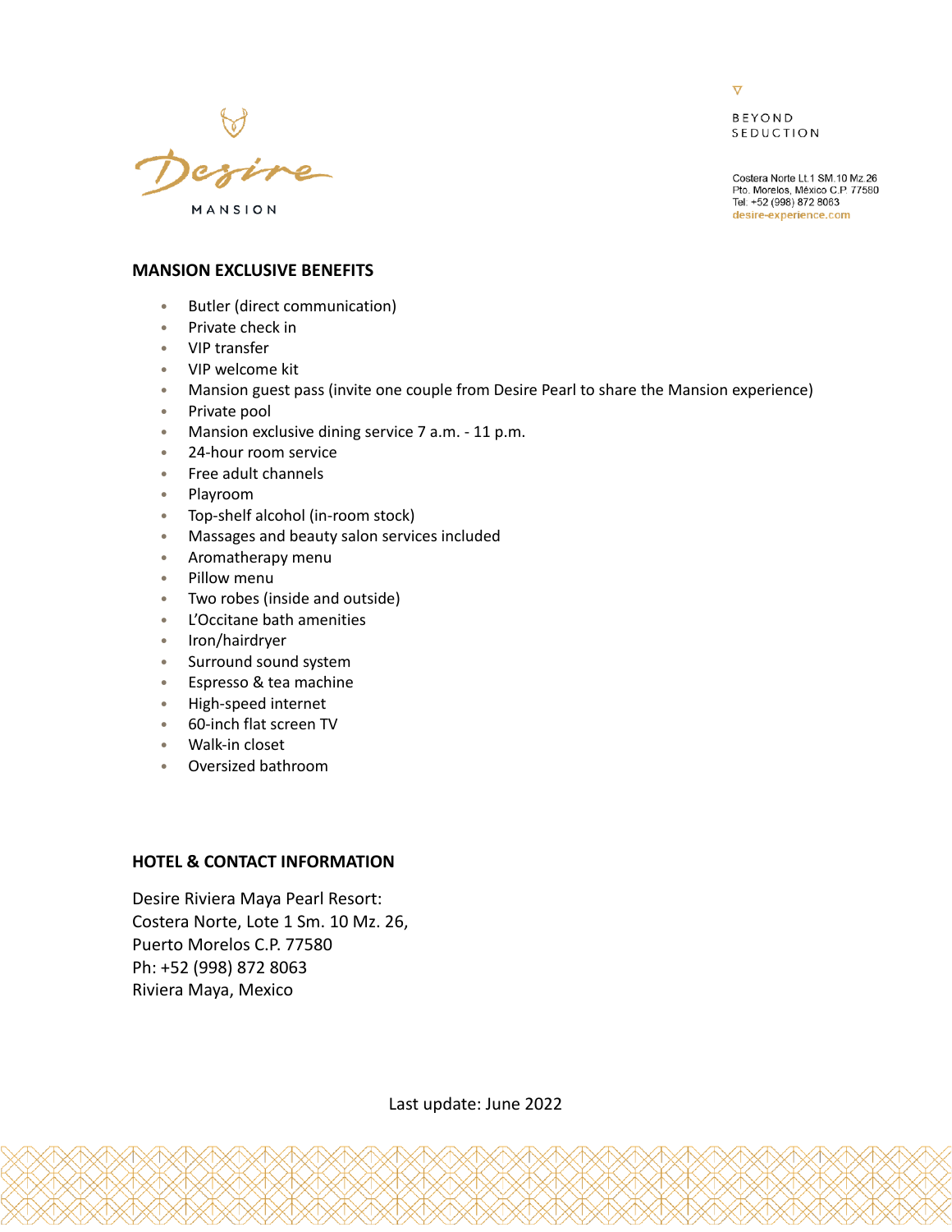Desire

MANSION

BEYOND
SEDUCTION

Costera Norte Lt.1 SM.10 Mz.26
Pto. Morelos, México C.P. 77580
Tel: +52 (998) 872 8063
desire-experience.com

## MANSION EXCLUSIVE BENEFITS

- Butler (direct communication)
- Private check in
- VIP transfer
- VIP welcome kit
- Mansion guest pass (invite one couple from Desire Pearl to share the Mansion experience)
- Private pool
- Mansion exclusive dining service 7 a.m. - 11 p.m.
- 24-hour room service
- Free adult channels
- Playroom
- Top-shelf alcohol (in-room stock)
- Massages and beauty salon services included
- Aromatherapy menu
- Pillow menu
- Two robes (inside and outside)
- L'Occitane bath amenities
- Iron/hairdryer
- Surround sound system
- Espresso & tea machine
- High-speed internet
- 60-inch flat screen TV
- Walk-in closet
- Oversized bathroom

## HOTEL & CONTACT INFORMATION

Desire Riviera Maya Pearl Resort:
Costera Norte, Lote 1 Sm. 10 Mz. 26,
Puerto Morelos C.P. 77580
Ph: +52 (998) 872 8063
Riviera Maya, Mexico

Last update: June 2022